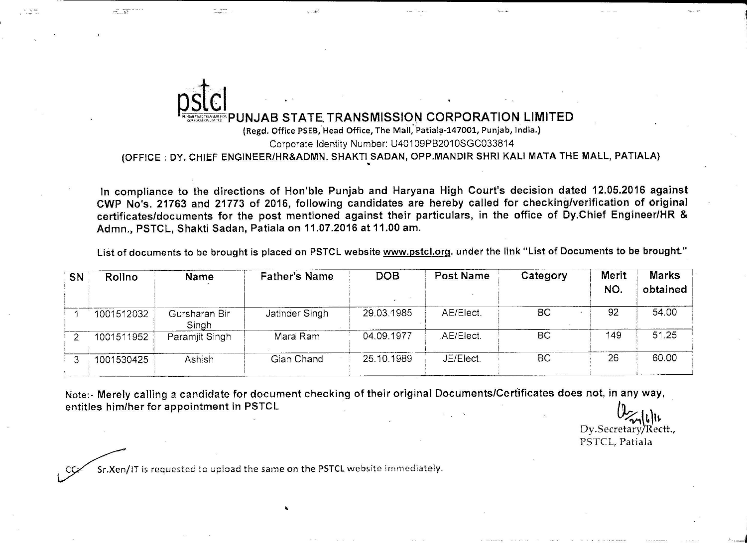# PUNJAB STATE TRANSMISSION CORPORATION LIMITED

(Regd. Office PSEB, Head Office, The Mall, Patiala-147001, Punjab, India.)

Corporate Identity Number: U40109PB2010SGC033814

(OFFICE : DY. CHIEF ENGINEER/HR&ADMN. SHAKTI SADAN, OPP.MANDIR SHRI KALI MATA THE MALL, PATIALA)

In compliance to the directions of Hon'ble Punjab and Haryana High Court's decision dated 12.05.2016 against CWP No's. 21763 and 21773 of 2016, following candidates are hereby called for checking/verification of original certificates/documents for the post mentioned against their particulars, in the office of Dy.Chief Engineer/HR & Admn., PSTCL, Shakti Sadan, Patiala on 11.07.2016 at 11.00 am.

List of documents to be brought is placed on PSTCL website www.pstcl.org. under the link "List of Documents to be brought."

| SN | Rollno | Name | Father's Name | DOB | Post Name | Category | Merit NO. | Marks obtained |
|---|---|---|---|---|---|---|---|---|
| 1 | 1001512032 | Gursharan Bir Singh | Jatinder Singh | 29.03.1985 | AE/Elect. | BC | 92 | 54.00 |
| 2 | 1001511952 | Paramjit Singh | Mara Ram | 04.09.1977 | AE/Elect. | BC | 149 | 51.25 |
| 3 | 1001530425 | Ashish | Gian Chand | 25.10.1989 | JE/Elect. | BC | 26 | 60.00 |

Note:- **Merely calling a candidate for document checking of their original Documents/Certificates does not, in any way, entitles him/her for appointment in PSTCL**

Dy.Secretary/Rectt.,
PSTCL, Patiala

CC- Sr.Xen/IT is requested to upload the same on the PSTCL website immediately.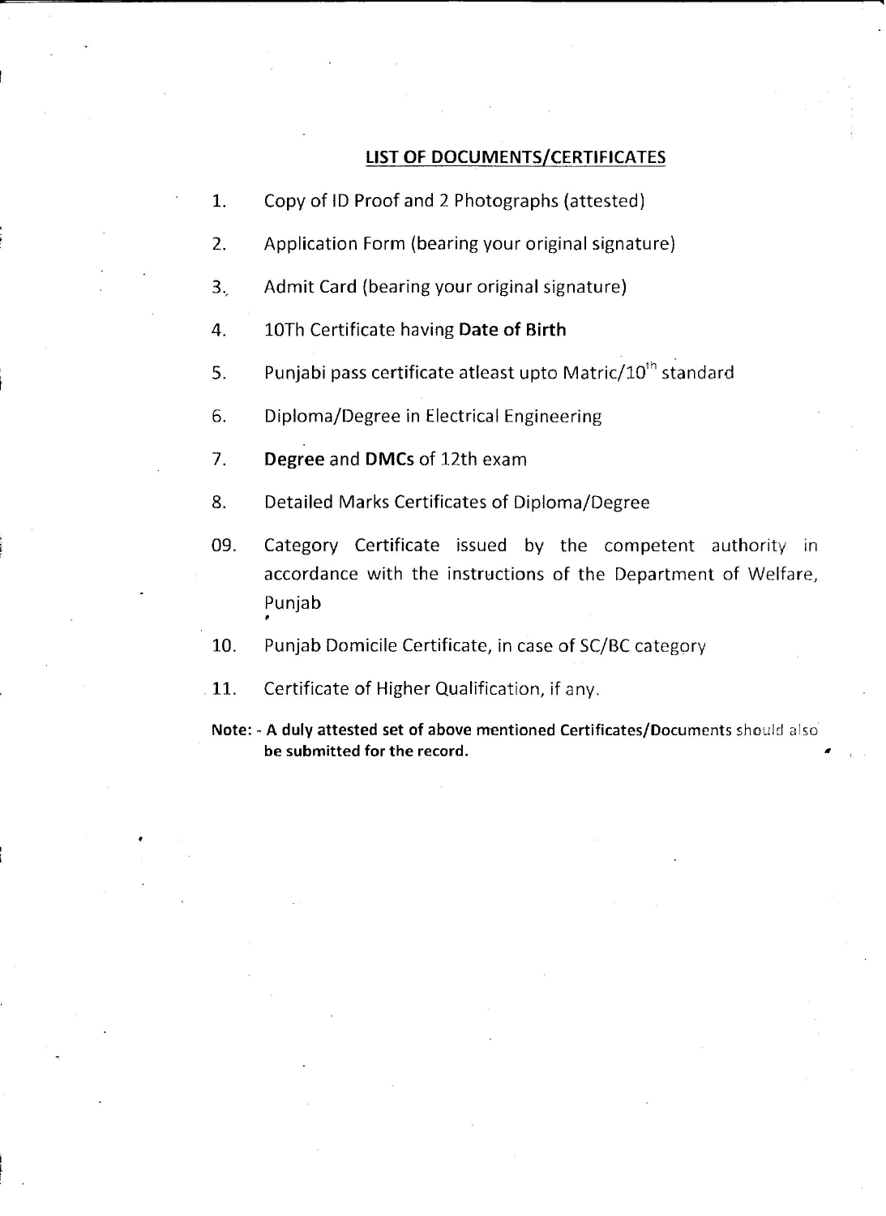## LIST OF DOCUMENTS/CERTIFICATES

1. Copy of ID Proof and 2 Photographs (attested)
2. Application Form (bearing your original signature)
3. Admit Card (bearing your original signature)
4. 10Th Certificate having **Date of Birth**
5. Punjabi pass certificate atleast upto Matric/10th standard
6. Diploma/Degree in Electrical Engineering
7. **Degree** and **DMCs** of 12th exam
8. Detailed Marks Certificates of Diploma/Degree
9. Category Certificate issued by the competent authority in accordance with the instructions of the Department of Welfare, Punjab
10. Punjab Domicile Certificate, in case of SC/BC category
11. Certificate of Higher Qualification, if any.

**Note: - A duly attested set of above mentioned Certificates/Documents should also be submitted for the record.**